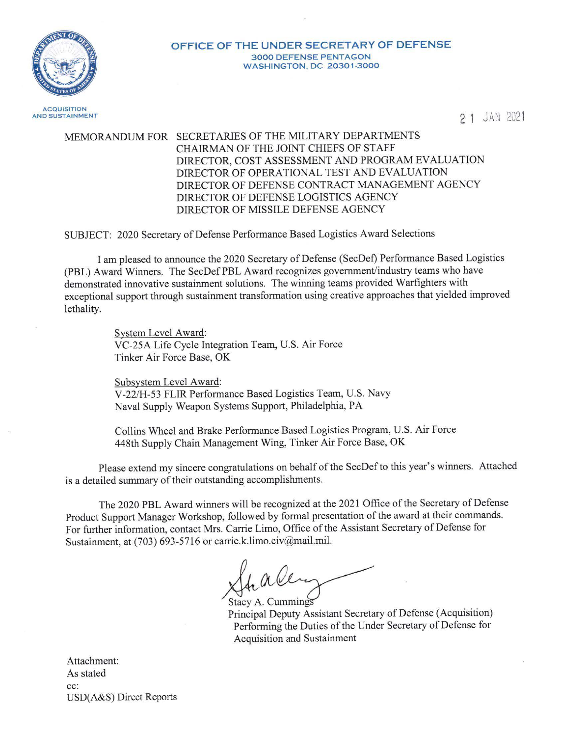**OFFICE OF THE UNDER SECRETARY OF DEFENSE**
**3000 DEFENSE PENTAGON**
**WASHINGTON, DC 20301-3000**

ACQUISITION AND SUSTAINMENT

21 JAN 2021

MEMORANDUM FOR SECRETARIES OF THE MILITARY DEPARTMENTS
CHAIRMAN OF THE JOINT CHIEFS OF STAFF
DIRECTOR, COST ASSESSMENT AND PROGRAM EVALUATION
DIRECTOR OF OPERATIONAL TEST AND EVALUATION
DIRECTOR OF DEFENSE CONTRACT MANAGEMENT AGENCY
DIRECTOR OF DEFENSE LOGISTICS AGENCY
DIRECTOR OF MISSILE DEFENSE AGENCY

SUBJECT: 2020 Secretary of Defense Performance Based Logistics Award Selections

I am pleased to announce the 2020 Secretary of Defense (SecDef) Performance Based Logistics (PBL) Award Winners. The SecDef PBL Award recognizes government/industry teams who have demonstrated innovative sustainment solutions. The winning teams provided Warfighters with exceptional support through sustainment transformation using creative approaches that yielded improved lethality.

<u>System Level Award</u>:
VC-25A Life Cycle Integration Team, U.S. Air Force
Tinker Air Force Base, OK

<u>Subsystem Level Award</u>:
V-22/H-53 FLIR Performance Based Logistics Team, U.S. Navy
Naval Supply Weapon Systems Support, Philadelphia, PA

Collins Wheel and Brake Performance Based Logistics Program, U.S. Air Force
448th Supply Chain Management Wing, Tinker Air Force Base, OK

Please extend my sincere congratulations on behalf of the SecDef to this year's winners. Attached is a detailed summary of their outstanding accomplishments.

The 2020 PBL Award winners will be recognized at the 2021 Office of the Secretary of Defense Product Support Manager Workshop, followed by formal presentation of the award at their commands. For further information, contact Mrs. Carrie Limo, Office of the Assistant Secretary of Defense for Sustainment, at (703) 693-5716 or carrie.k.limo.civ@mail.mil.

Stacy A. Cummings
Principal Deputy Assistant Secretary of Defense (Acquisition)
Performing the Duties of the Under Secretary of Defense for Acquisition and Sustainment

Attachment:
As stated
cc:
USD(A&S) Direct Reports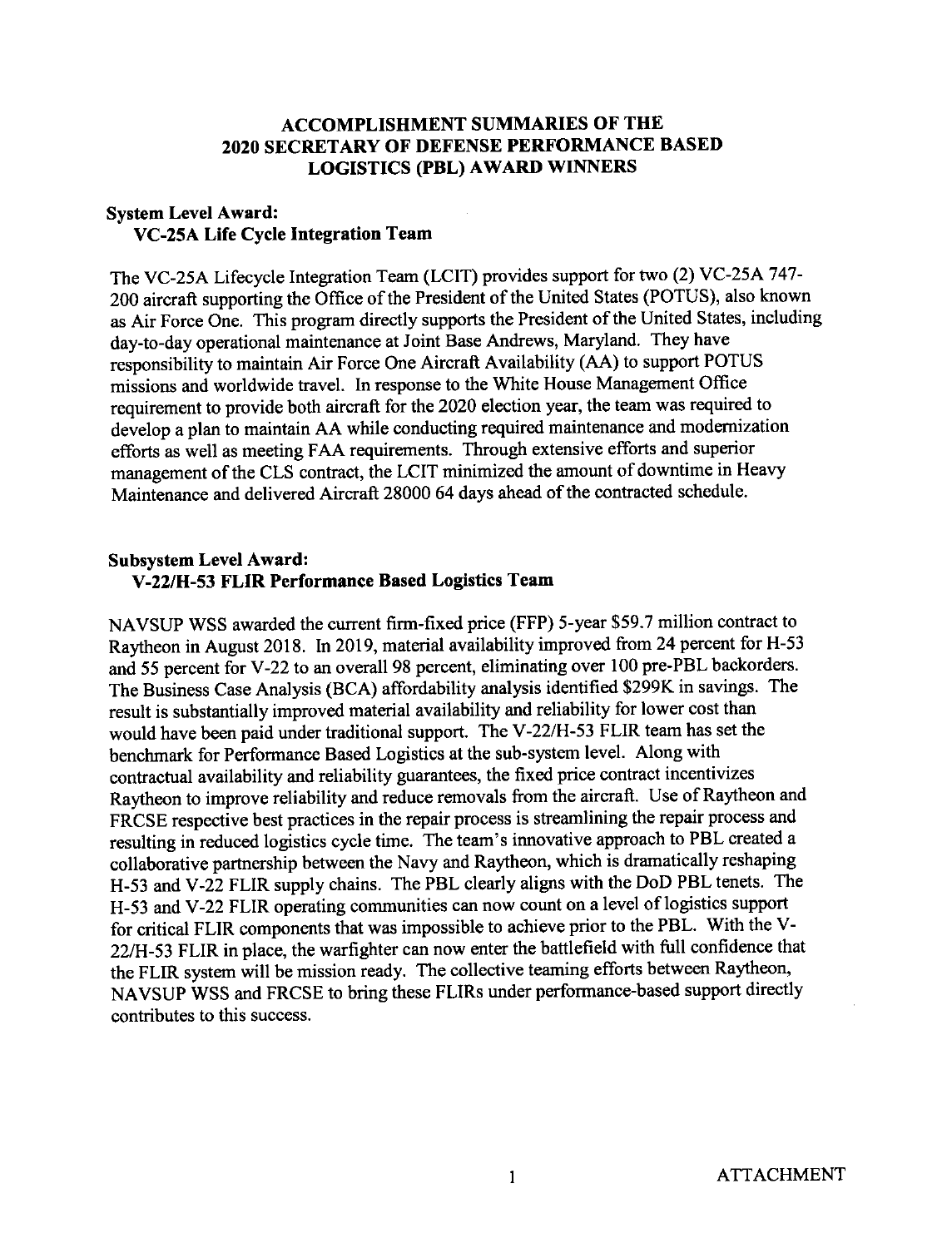# ACCOMPLISHMENT SUMMARIES OF THE 2020 SECRETARY OF DEFENSE PERFORMANCE BASED LOGISTICS (PBL) AWARD WINNERS

## System Level Award:
### VC-25A Life Cycle Integration Team

The VC-25A Lifecycle Integration Team (LCIT) provides support for two (2) VC-25A 747-200 aircraft supporting the Office of the President of the United States (POTUS), also known as Air Force One. This program directly supports the President of the United States, including day-to-day operational maintenance at Joint Base Andrews, Maryland. They have responsibility to maintain Air Force One Aircraft Availability (AA) to support POTUS missions and worldwide travel. In response to the White House Management Office requirement to provide both aircraft for the 2020 election year, the team was required to develop a plan to maintain AA while conducting required maintenance and modernization efforts as well as meeting FAA requirements. Through extensive efforts and superior management of the CLS contract, the LCIT minimized the amount of downtime in Heavy Maintenance and delivered Aircraft 28000 64 days ahead of the contracted schedule.

## Subsystem Level Award:
### V-22/H-53 FLIR Performance Based Logistics Team

NAVSUP WSS awarded the current firm-fixed price (FFP) 5-year $59.7 million contract to Raytheon in August 2018. In 2019, material availability improved from 24 percent for H-53 and 55 percent for V-22 to an overall 98 percent, eliminating over 100 pre-PBL backorders. The Business Case Analysis (BCA) affordability analysis identified $299K in savings. The result is substantially improved material availability and reliability for lower cost than would have been paid under traditional support. The V-22/H-53 FLIR team has set the benchmark for Performance Based Logistics at the sub-system level. Along with contractual availability and reliability guarantees, the fixed price contract incentivizes Raytheon to improve reliability and reduce removals from the aircraft. Use of Raytheon and FRCSE respective best practices in the repair process is streamlining the repair process and resulting in reduced logistics cycle time. The team's innovative approach to PBL created a collaborative partnership between the Navy and Raytheon, which is dramatically reshaping H-53 and V-22 FLIR supply chains. The PBL clearly aligns with the DoD PBL tenets. The H-53 and V-22 FLIR operating communities can now count on a level of logistics support for critical FLIR components that was impossible to achieve prior to the PBL. With the V-22/H-53 FLIR in place, the warfighter can now enter the battlefield with full confidence that the FLIR system will be mission ready. The collective teaming efforts between Raytheon, NAVSUP WSS and FRCSE to bring these FLIRs under performance-based support directly contributes to this success.

ATTACHMENT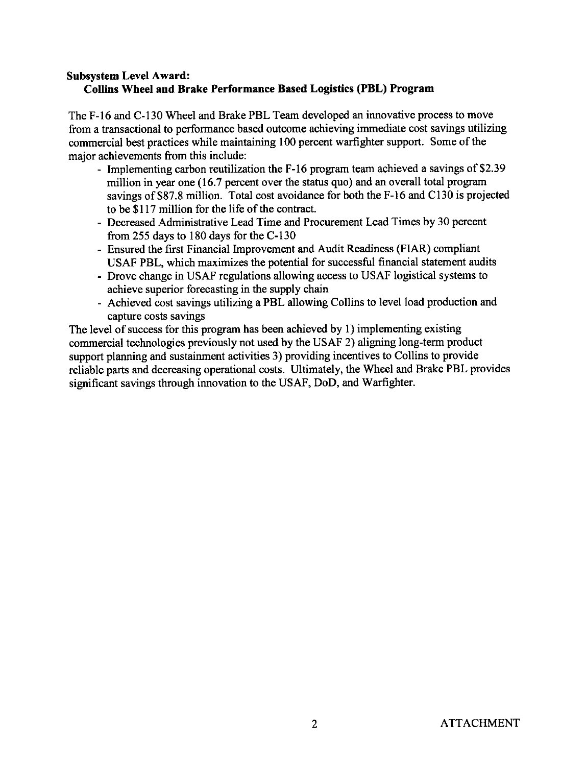**Subsystem Level Award:**

**Collins Wheel and Brake Performance Based Logistics (PBL) Program**

The F-16 and C-130 Wheel and Brake PBL Team developed an innovative process to move from a transactional to performance based outcome achieving immediate cost savings utilizing commercial best practices while maintaining 100 percent warfighter support. Some of the major achievements from this include:

- Implementing carbon reutilization the F-16 program team achieved a savings of $2.39 million in year one (16.7 percent over the status quo) and an overall total program savings of $87.8 million. Total cost avoidance for both the F-16 and C130 is projected to be $117 million for the life of the contract.
- Decreased Administrative Lead Time and Procurement Lead Times by 30 percent from 255 days to 180 days for the C-130
- Ensured the first Financial Improvement and Audit Readiness (FIAR) compliant USAF PBL, which maximizes the potential for successful financial statement audits
- Drove change in USAF regulations allowing access to USAF logistical systems to achieve superior forecasting in the supply chain
- Achieved cost savings utilizing a PBL allowing Collins to level load production and capture costs savings

The level of success for this program has been achieved by 1) implementing existing commercial technologies previously not used by the USAF 2) aligning long-term product support planning and sustainment activities 3) providing incentives to Collins to provide reliable parts and decreasing operational costs. Ultimately, the Wheel and Brake PBL provides significant savings through innovation to the USAF, DoD, and Warfighter.

ATTACHMENT